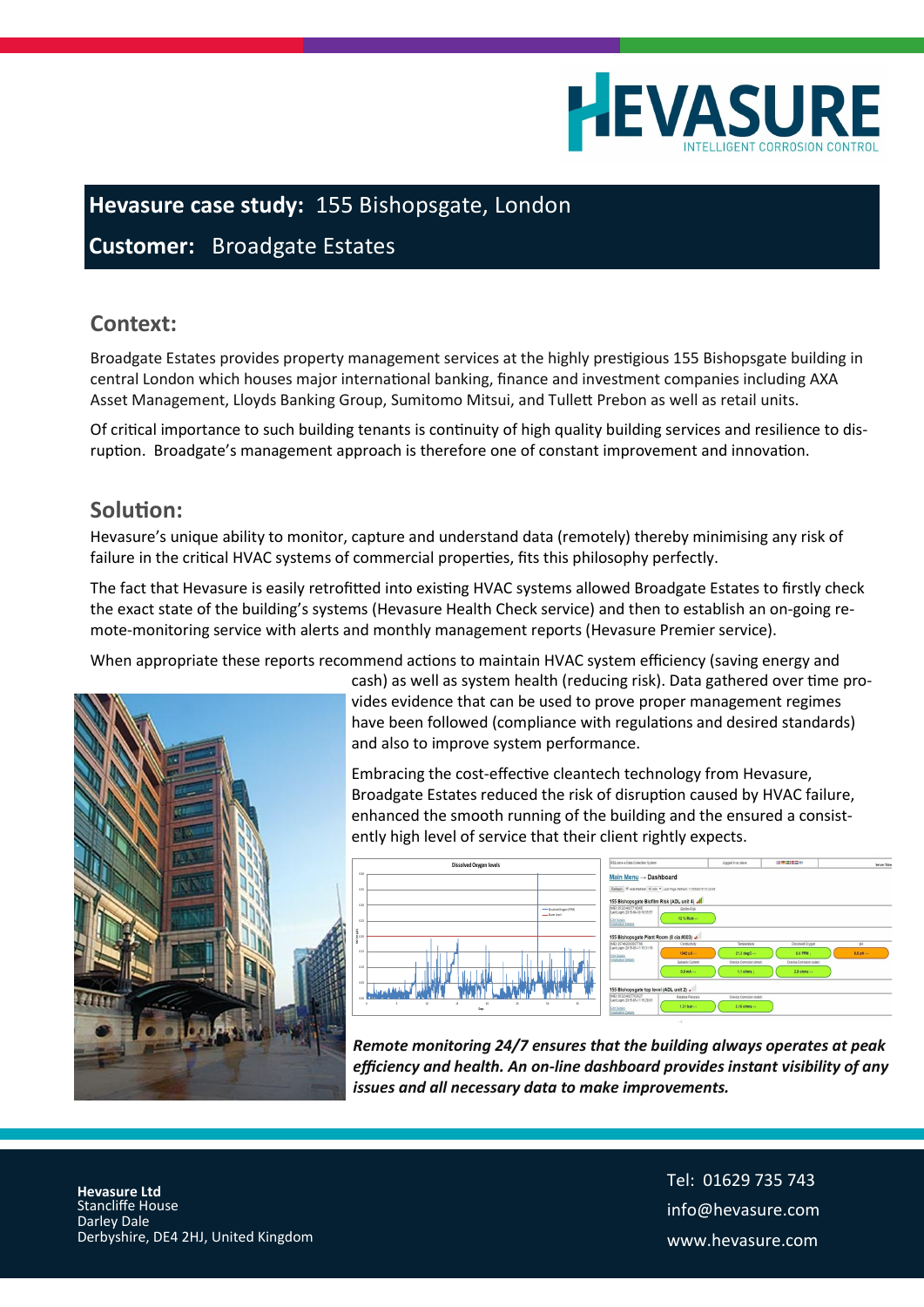# HEVASURE

INTELLIGENT CORROSION CONTROL

**Hevasure case study:** 155 Bishopsgate, London

**Customer:** Broadgate Estates

## Context:

Broadgate Estates provides property management services at the highly prestigious 155 Bishopsgate building in central London which houses major international banking, finance and investment companies including AXA Asset Management, Lloyds Banking Group, Sumitomo Mitsui, and Tullett Prebon as well as retail units.

Of critical importance to such building tenants is continuity of high quality building services and resilience to disruption. Broadgate's management approach is therefore one of constant improvement and innovation.

## Solution:

Hevasure's unique ability to monitor, capture and understand data (remotely) thereby minimising any risk of failure in the critical HVAC systems of commercial properties, fits this philosophy perfectly.

The fact that Hevasure is easily retrofitted into existing HVAC systems allowed Broadgate Estates to firstly check the exact state of the building's systems (Hevasure Health Check service) and then to establish an on-going remote-monitoring service with alerts and monthly management reports (Hevasure Premier service).

When appropriate these reports recommend actions to maintain HVAC system efficiency (saving energy and cash) as well as system health (reducing risk). Data gathered over time provides evidence that can be used to prove proper management regimes have been followed (compliance with regulations and desired standards) and also to improve system performance.

Embracing the cost-effective cleantech technology from Hevasure, Broadgate Estates reduced the risk of disruption caused by HVAC failure, enhanced the smooth running of the building and the ensured a consistently high level of service that their client rightly expects.

***Remote monitoring 24/7 ensures that the building always operates at peak efficiency and health. An on-line dashboard provides instant visibility of any issues and all necessary data to make improvements.***

**Hevasure Ltd**
Stancliffe House
Darley Dale
Derbyshire, DE4 2HJ, United Kingdom

Tel: 01629 735 743
info@hevasure.com
www.hevasure.com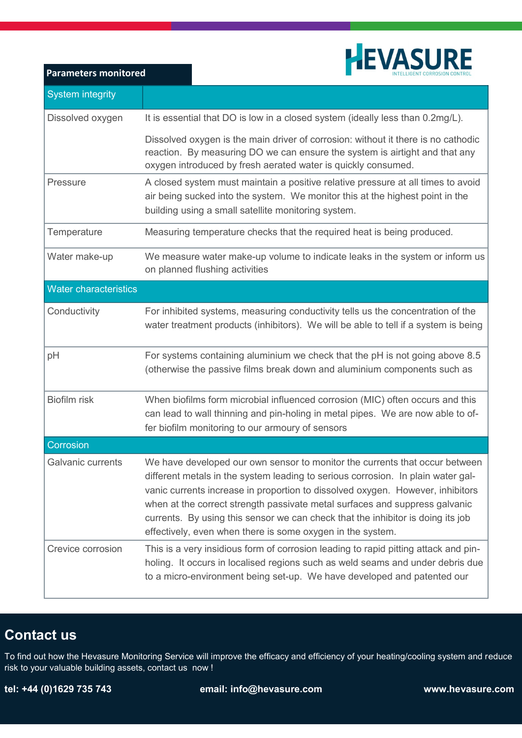**Parameters monitored**

| | |
|---|---|
| **System integrity** | |
| Dissolved oxygen | It is essential that DO is low in a closed system (ideally less than 0.2mg/L).<br><br>Dissolved oxygen is the main driver of corrosion: without it there is no cathodic reaction. By measuring DO we can ensure the system is airtight and that any oxygen introduced by fresh aerated water is quickly consumed. |
| Pressure | A closed system must maintain a positive relative pressure at all times to avoid air being sucked into the system. We monitor this at the highest point in the building using a small satellite monitoring system. |
| Temperature | Measuring temperature checks that the required heat is being produced. |
| Water make-up | We measure water make-up volume to indicate leaks in the system or inform us on planned flushing activities |
| **Water characteristics** | |
| Conductivity | For inhibited systems, measuring conductivity tells us the concentration of the water treatment products (inhibitors). We will be able to tell if a system is being |
| pH | For systems containing aluminium we check that the pH is not going above 8.5 (otherwise the passive films break down and aluminium components such as |
| Biofilm risk | When biofilms form microbial influenced corrosion (MIC) often occurs and this can lead to wall thinning and pin-holing in metal pipes. We are now able to offer biofilm monitoring to our armoury of sensors |
| **Corrosion** | |
| Galvanic currents | We have developed our own sensor to monitor the currents that occur between different metals in the system leading to serious corrosion. In plain water galvanic currents increase in proportion to dissolved oxygen. However, inhibitors when at the correct strength passivate metal surfaces and suppress galvanic currents. By using this sensor we can check that the inhibitor is doing its job effectively, even when there is some oxygen in the system. |
| Crevice corrosion | This is a very insidious form of corrosion leading to rapid pitting attack and pin-holing. It occurs in localised regions such as weld seams and under debris due to a micro-environment being set-up. We have developed and patented our |

## Contact us

To find out how the Hevasure Monitoring Service will improve the efficacy and efficiency of your heating/cooling system and reduce risk to your valuable building assets, contact us now !

**tel: +44 (0)1629 735 743** **email: info@hevasure.com** **www.hevasure.com**